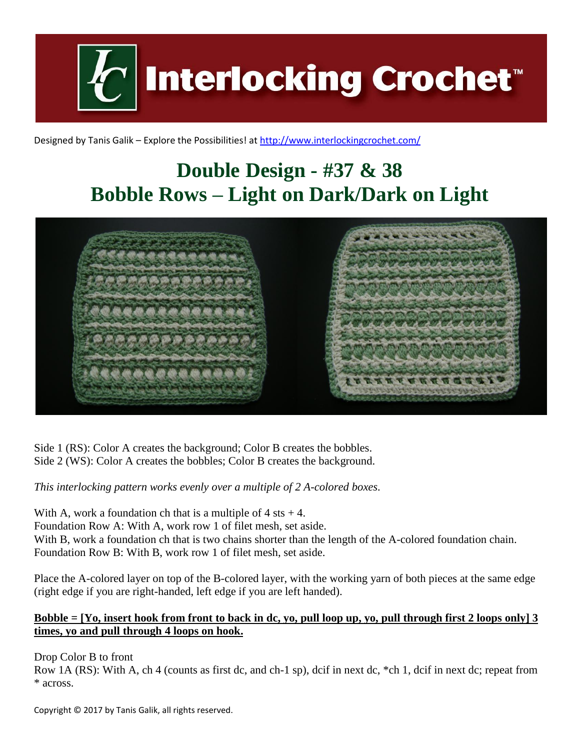Designed by Tanis Galik – Explore the Possibilities! at http://www.interlockingcrochet.com/

# Double Design - #37 & 38
# Bobble Rows – Light on Dark/Dark on Light

Side 1 (RS): Color A creates the background; Color B creates the bobbles.
Side 2 (WS): Color A creates the bobbles; Color B creates the background.

*This interlocking pattern works evenly over a multiple of 2 A-colored boxes.*

With A, work a foundation ch that is a multiple of 4 sts + 4.
Foundation Row A: With A, work row 1 of filet mesh, set aside.
With B, work a foundation ch that is two chains shorter than the length of the A-colored foundation chain.
Foundation Row B: With B, work row 1 of filet mesh, set aside.

Place the A-colored layer on top of the B-colored layer, with the working yarn of both pieces at the same edge (right edge if you are right-handed, left edge if you are left handed).

**Bobble = [Yo, insert hook from front to back in dc, yo, pull loop up, yo, pull through first 2 loops only] 3 times, yo and pull through 4 loops on hook.**

Drop Color B to front
Row 1A (RS): With A, ch 4 (counts as first dc, and ch-1 sp), dcif in next dc, *ch 1, dcif in next dc; repeat from * across.

Copyright © 2017 by Tanis Galik, all rights reserved.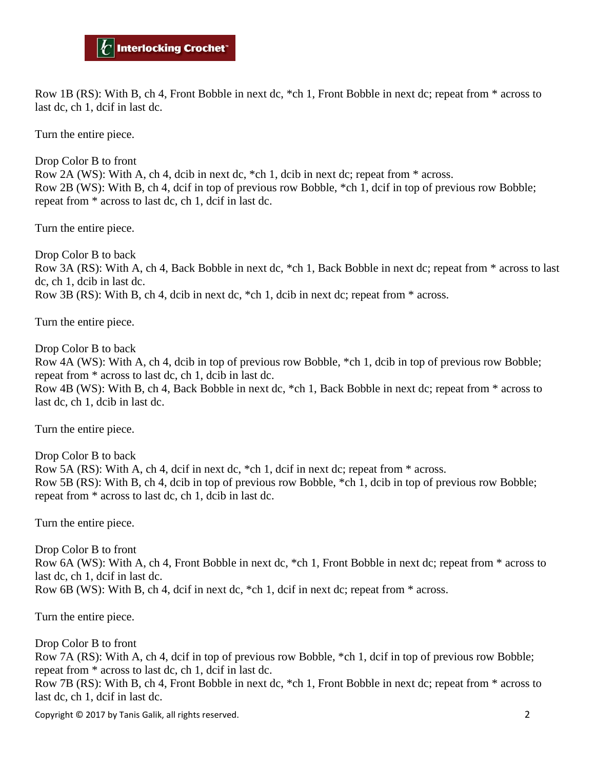Row 1B (RS): With B, ch 4, Front Bobble in next dc, *ch 1, Front Bobble in next dc; repeat from * across to last dc, ch 1, dcif in last dc.

Turn the entire piece.

Drop Color B to front
Row 2A (WS): With A, ch 4, dcib in next dc, *ch 1, dcib in next dc; repeat from * across.
Row 2B (WS): With B, ch 4, dcif in top of previous row Bobble, *ch 1, dcif in top of previous row Bobble; repeat from * across to last dc, ch 1, dcif in last dc.

Turn the entire piece.

Drop Color B to back
Row 3A (RS): With A, ch 4, Back Bobble in next dc, *ch 1, Back Bobble in next dc; repeat from * across to last dc, ch 1, dcib in last dc.
Row 3B (RS): With B, ch 4, dcib in next dc, *ch 1, dcib in next dc; repeat from * across.

Turn the entire piece.

Drop Color B to back
Row 4A (WS): With A, ch 4, dcib in top of previous row Bobble, *ch 1, dcib in top of previous row Bobble; repeat from * across to last dc, ch 1, dcib in last dc.
Row 4B (WS): With B, ch 4, Back Bobble in next dc, *ch 1, Back Bobble in next dc; repeat from * across to last dc, ch 1, dcib in last dc.

Turn the entire piece.

Drop Color B to back
Row 5A (RS): With A, ch 4, dcif in next dc, *ch 1, dcif in next dc; repeat from * across.
Row 5B (RS): With B, ch 4, dcib in top of previous row Bobble, *ch 1, dcib in top of previous row Bobble; repeat from * across to last dc, ch 1, dcib in last dc.

Turn the entire piece.

Drop Color B to front
Row 6A (WS): With A, ch 4, Front Bobble in next dc, *ch 1, Front Bobble in next dc; repeat from * across to last dc, ch 1, dcif in last dc.
Row 6B (WS): With B, ch 4, dcif in next dc, *ch 1, dcif in next dc; repeat from * across.

Turn the entire piece.

Drop Color B to front
Row 7A (RS): With A, ch 4, dcif in top of previous row Bobble, *ch 1, dcif in top of previous row Bobble; repeat from * across to last dc, ch 1, dcif in last dc.
Row 7B (RS): With B, ch 4, Front Bobble in next dc, *ch 1, Front Bobble in next dc; repeat from * across to last dc, ch 1, dcif in last dc.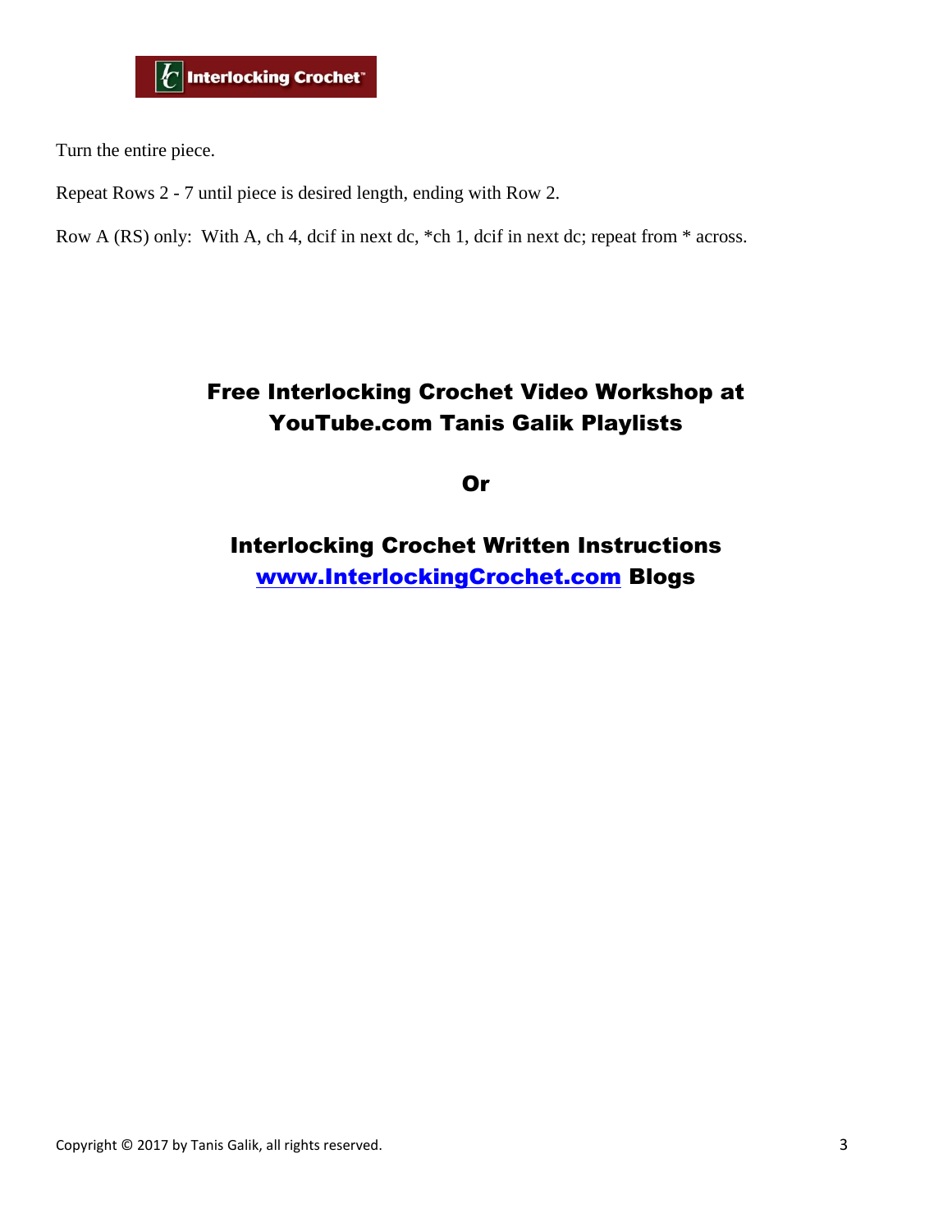Turn the entire piece.

Repeat Rows 2 - 7 until piece is desired length, ending with Row 2.

Row A (RS) only: With A, ch 4, dcif in next dc, *ch 1, dcif in next dc; repeat from * across.

**Free Interlocking Crochet Video Workshop at YouTube.com Tanis Galik Playlists**

**Or**

**Interlocking Crochet Written Instructions [www.InterlockingCrochet.com](http://www.InterlockingCrochet.com) Blogs**

Copyright © 2017 by Tanis Galik, all rights reserved.